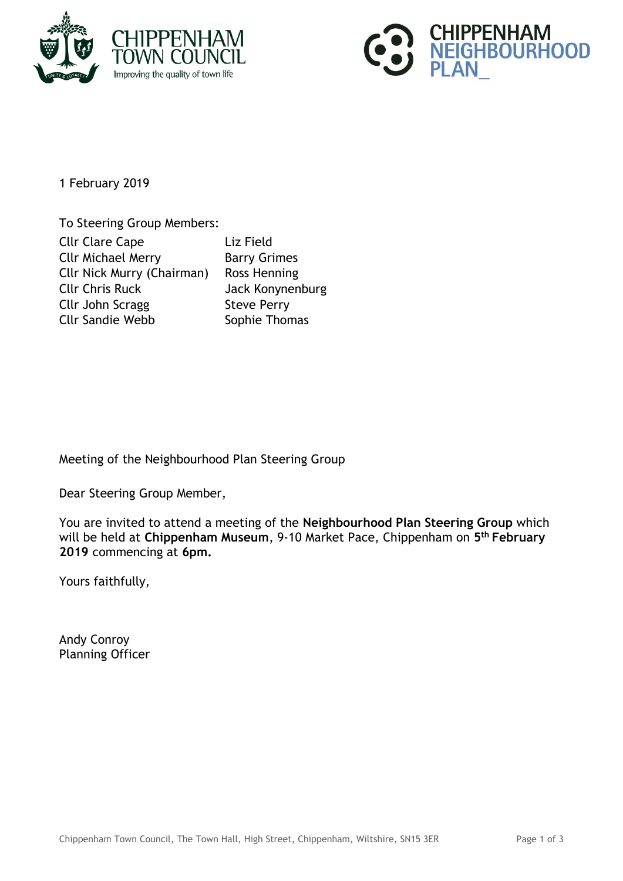CHIPPENHAM TOWN COUNCIL
Improving the quality of town life

CHIPPENHAM NEIGHBOURHOOD PLAN_

1 February 2019

To Steering Group Members:

| | |
|---|---|
| Cllr Clare Cape | Liz Field |
| Cllr Michael Merry | Barry Grimes |
| Cllr Nick Murry (Chairman) | Ross Henning |
| Cllr Chris Ruck | Jack Konynenburg |
| Cllr John Scragg | Steve Perry |
| Cllr Sandie Webb | Sophie Thomas |

Meeting of the Neighbourhood Plan Steering Group

Dear Steering Group Member,

You are invited to attend a meeting of the **Neighbourhood Plan Steering Group** which will be held at **Chippenham Museum**, 9-10 Market Pace, Chippenham on **5th February 2019** commencing at **6pm.**

Yours faithfully,

Andy Conroy
Planning Officer

Chippenham Town Council, The Town Hall, High Street, Chippenham, Wiltshire, SN15 3ER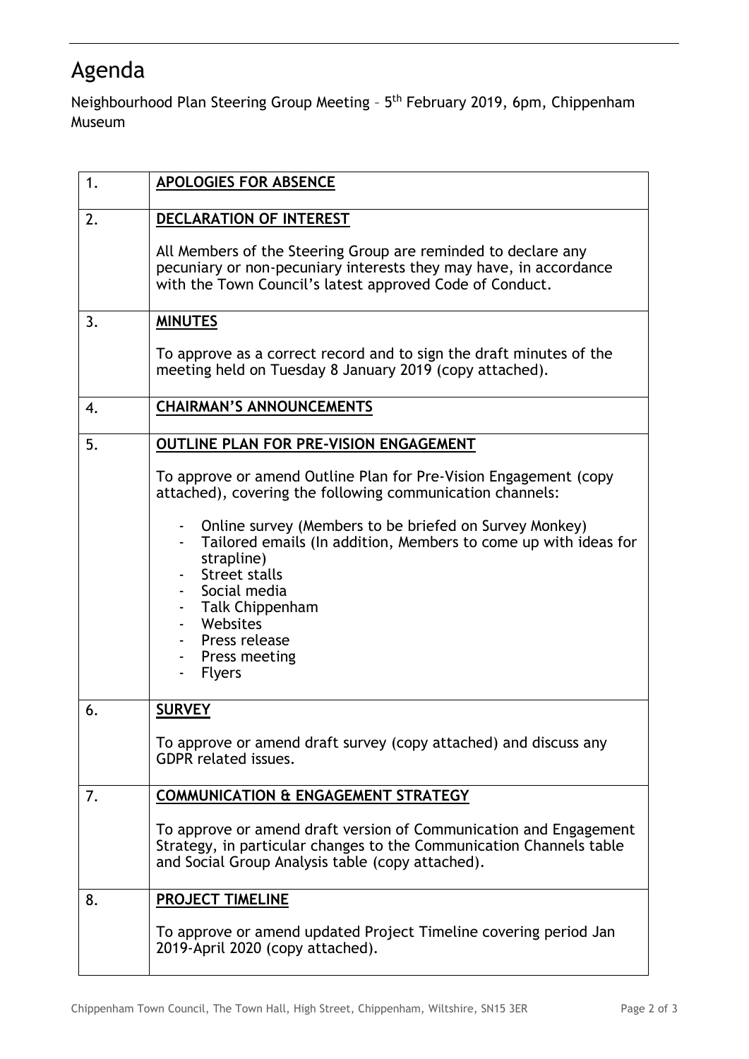# Agenda

Neighbourhood Plan Steering Group Meeting – 5th February 2019, 6pm, Chippenham Museum

| | |
|---|---|
| 1. | **APOLOGIES FOR ABSENCE** |
| 2. | **DECLARATION OF INTEREST**<br><br>All Members of the Steering Group are reminded to declare any pecuniary or non-pecuniary interests they may have, in accordance with the Town Council's latest approved Code of Conduct. |
| 3. | **MINUTES**<br><br>To approve as a correct record and to sign the draft minutes of the meeting held on Tuesday 8 January 2019 (copy attached). |
| 4. | **CHAIRMAN'S ANNOUNCEMENTS** |
| 5. | **OUTLINE PLAN FOR PRE-VISION ENGAGEMENT**<br><br>To approve or amend Outline Plan for Pre-Vision Engagement (copy attached), covering the following communication channels:<br><br>- Online survey (Members to be briefed on Survey Monkey)<br>- Tailored emails (In addition, Members to come up with ideas for strapline)<br>- Street stalls<br>- Social media<br>- Talk Chippenham<br>- Websites<br>- Press release<br>- Press meeting<br>- Flyers |
| 6. | **SURVEY**<br><br>To approve or amend draft survey (copy attached) and discuss any GDPR related issues. |
| 7. | **COMMUNICATION & ENGAGEMENT STRATEGY**<br><br>To approve or amend draft version of Communication and Engagement Strategy, in particular changes to the Communication Channels table and Social Group Analysis table (copy attached). |
| 8. | **PROJECT TIMELINE**<br><br>To approve or amend updated Project Timeline covering period Jan 2019-April 2020 (copy attached). |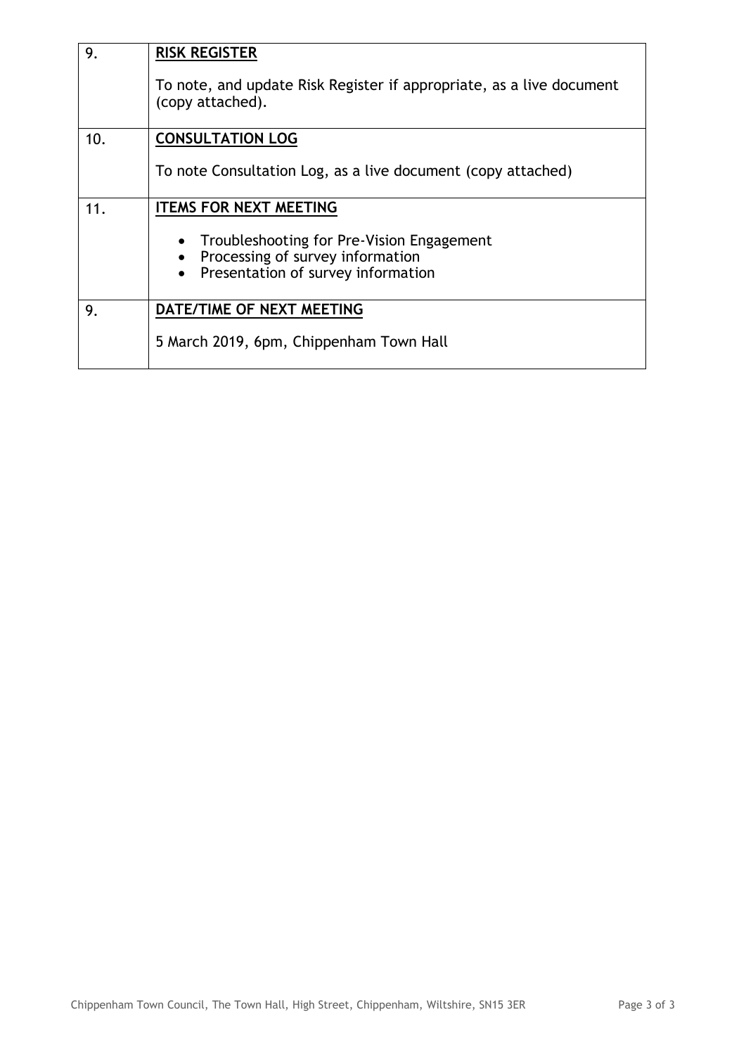| | |
|---|---|
| 9. | **RISK REGISTER**<br><br>To note, and update Risk Register if appropriate, as a live document (copy attached). |
| 10. | **CONSULTATION LOG**<br><br>To note Consultation Log, as a live document (copy attached) |
| 11. | **ITEMS FOR NEXT MEETING**<br><br>• Troubleshooting for Pre-Vision Engagement<br>• Processing of survey information<br>• Presentation of survey information |
| 9. | **DATE/TIME OF NEXT MEETING**<br><br>5 March 2019, 6pm, Chippenham Town Hall |

Chippenham Town Council, The Town Hall, High Street, Chippenham, Wiltshire, SN15 3ER